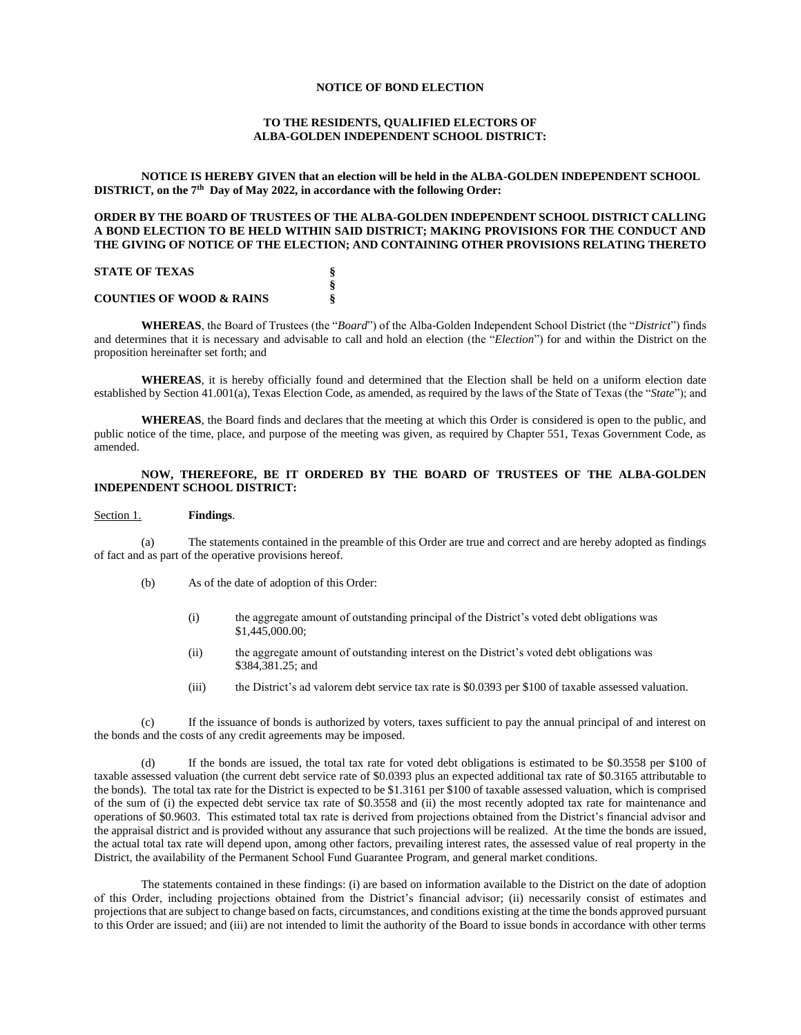**NOTICE OF BOND ELECTION**

**TO THE RESIDENTS, QUALIFIED ELECTORS OF ALBA-GOLDEN INDEPENDENT SCHOOL DISTRICT:**

**NOTICE IS HEREBY GIVEN that an election will be held in the ALBA-GOLDEN INDEPENDENT SCHOOL DISTRICT, on the 7th Day of May 2022, in accordance with the following Order:**

**ORDER BY THE BOARD OF TRUSTEES OF THE ALBA-GOLDEN INDEPENDENT SCHOOL DISTRICT CALLING A BOND ELECTION TO BE HELD WITHIN SAID DISTRICT; MAKING PROVISIONS FOR THE CONDUCT AND THE GIVING OF NOTICE OF THE ELECTION; AND CONTAINING OTHER PROVISIONS RELATING THERETO**

**STATE OF TEXAS** §
§
**COUNTIES OF WOOD & RAINS** §

**WHEREAS**, the Board of Trustees (the "*Board*") of the Alba-Golden Independent School District (the "*District*") finds and determines that it is necessary and advisable to call and hold an election (the "*Election*") for and within the District on the proposition hereinafter set forth; and

**WHEREAS**, it is hereby officially found and determined that the Election shall be held on a uniform election date established by Section 41.001(a), Texas Election Code, as amended, as required by the laws of the State of Texas (the "*State*"); and

**WHEREAS**, the Board finds and declares that the meeting at which this Order is considered is open to the public, and public notice of the time, place, and purpose of the meeting was given, as required by Chapter 551, Texas Government Code, as amended.

**NOW, THEREFORE, BE IT ORDERED BY THE BOARD OF TRUSTEES OF THE ALBA-GOLDEN INDEPENDENT SCHOOL DISTRICT:**

Section 1. **Findings**.

(a) The statements contained in the preamble of this Order are true and correct and are hereby adopted as findings of fact and as part of the operative provisions hereof.

(b) As of the date of adoption of this Order:

(i) the aggregate amount of outstanding principal of the District's voted debt obligations was $1,445,000.00;

(ii) the aggregate amount of outstanding interest on the District's voted debt obligations was $384,381.25; and

(iii) the District's ad valorem debt service tax rate is $0.0393 per $100 of taxable assessed valuation.

(c) If the issuance of bonds is authorized by voters, taxes sufficient to pay the annual principal of and interest on the bonds and the costs of any credit agreements may be imposed.

(d) If the bonds are issued, the total tax rate for voted debt obligations is estimated to be $0.3558 per $100 of taxable assessed valuation (the current debt service rate of $0.0393 plus an expected additional tax rate of $0.3165 attributable to the bonds). The total tax rate for the District is expected to be $1.3161 per $100 of taxable assessed valuation, which is comprised of the sum of (i) the expected debt service tax rate of $0.3558 and (ii) the most recently adopted tax rate for maintenance and operations of $0.9603. This estimated total tax rate is derived from projections obtained from the District's financial advisor and the appraisal district and is provided without any assurance that such projections will be realized. At the time the bonds are issued, the actual total tax rate will depend upon, among other factors, prevailing interest rates, the assessed value of real property in the District, the availability of the Permanent School Fund Guarantee Program, and general market conditions.

The statements contained in these findings: (i) are based on information available to the District on the date of adoption of this Order, including projections obtained from the District's financial advisor; (ii) necessarily consist of estimates and projections that are subject to change based on facts, circumstances, and conditions existing at the time the bonds approved pursuant to this Order are issued; and (iii) are not intended to limit the authority of the Board to issue bonds in accordance with other terms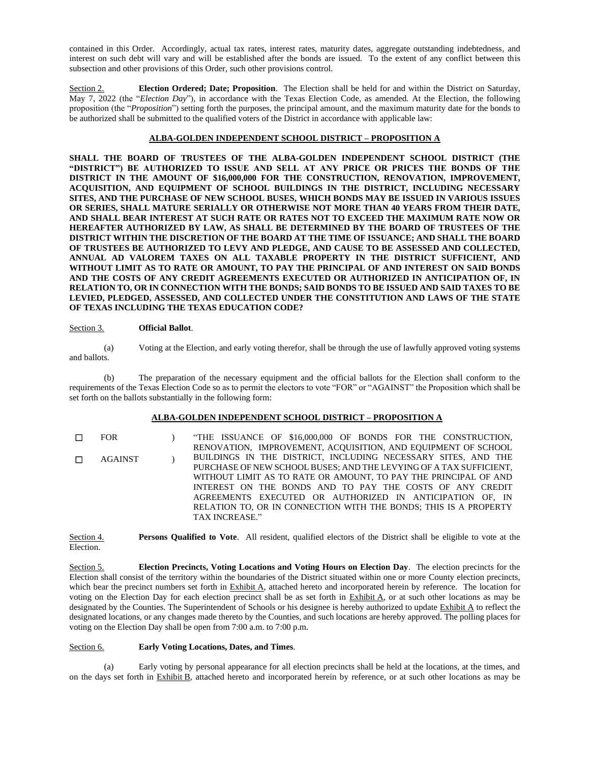contained in this Order. Accordingly, actual tax rates, interest rates, maturity dates, aggregate outstanding indebtedness, and interest on such debt will vary and will be established after the bonds are issued. To the extent of any conflict between this subsection and other provisions of this Order, such other provisions control.

Section 2. **Election Ordered; Date; Proposition**. The Election shall be held for and within the District on Saturday, May 7, 2022 (the "*Election Day*"), in accordance with the Texas Election Code, as amended. At the Election, the following proposition (the "*Proposition*") setting forth the purposes, the principal amount, and the maximum maturity date for the bonds to be authorized shall be submitted to the qualified voters of the District in accordance with applicable law:

**ALBA-GOLDEN INDEPENDENT SCHOOL DISTRICT – PROPOSITION A**

**SHALL THE BOARD OF TRUSTEES OF THE ALBA-GOLDEN INDEPENDENT SCHOOL DISTRICT (THE "DISTRICT") BE AUTHORIZED TO ISSUE AND SELL AT ANY PRICE OR PRICES THE BONDS OF THE DISTRICT IN THE AMOUNT OF $16,000,000 FOR THE CONSTRUCTION, RENOVATION, IMPROVEMENT, ACQUISITION, AND EQUIPMENT OF SCHOOL BUILDINGS IN THE DISTRICT, INCLUDING NECESSARY SITES, AND THE PURCHASE OF NEW SCHOOL BUSES, WHICH BONDS MAY BE ISSUED IN VARIOUS ISSUES OR SERIES, SHALL MATURE SERIALLY OR OTHERWISE NOT MORE THAN 40 YEARS FROM THEIR DATE, AND SHALL BEAR INTEREST AT SUCH RATE OR RATES NOT TO EXCEED THE MAXIMUM RATE NOW OR HEREAFTER AUTHORIZED BY LAW, AS SHALL BE DETERMINED BY THE BOARD OF TRUSTEES OF THE DISTRICT WITHIN THE DISCRETION OF THE BOARD AT THE TIME OF ISSUANCE; AND SHALL THE BOARD OF TRUSTEES BE AUTHORIZED TO LEVY AND PLEDGE, AND CAUSE TO BE ASSESSED AND COLLECTED, ANNUAL AD VALOREM TAXES ON ALL TAXABLE PROPERTY IN THE DISTRICT SUFFICIENT, AND WITHOUT LIMIT AS TO RATE OR AMOUNT, TO PAY THE PRINCIPAL OF AND INTEREST ON SAID BONDS AND THE COSTS OF ANY CREDIT AGREEMENTS EXECUTED OR AUTHORIZED IN ANTICIPATION OF, IN RELATION TO, OR IN CONNECTION WITH THE BONDS; SAID BONDS TO BE ISSUED AND SAID TAXES TO BE LEVIED, PLEDGED, ASSESSED, AND COLLECTED UNDER THE CONSTITUTION AND LAWS OF THE STATE OF TEXAS INCLUDING THE TEXAS EDUCATION CODE?**

Section 3. **Official Ballot**.

(a) Voting at the Election, and early voting therefor, shall be through the use of lawfully approved voting systems and ballots.

(b) The preparation of the necessary equipment and the official ballots for the Election shall conform to the requirements of the Texas Election Code so as to permit the electors to vote "FOR" or "AGAINST" the Proposition which shall be set forth on the ballots substantially in the following form:

**ALBA-GOLDEN INDEPENDENT SCHOOL DISTRICT – PROPOSITION A**

| | | | |
|---|---|---|---|
| ☐ | FOR | ) | "THE ISSUANCE OF $16,000,000 OF BONDS FOR THE CONSTRUCTION, RENOVATION, IMPROVEMENT, ACQUISITION, AND EQUIPMENT OF SCHOOL BUILDINGS IN THE DISTRICT, INCLUDING NECESSARY SITES, AND THE PURCHASE OF NEW SCHOOL BUSES; AND THE LEVYING OF A TAX SUFFICIENT, WITHOUT LIMIT AS TO RATE OR AMOUNT, TO PAY THE PRINCIPAL OF AND INTEREST ON THE BONDS AND TO PAY THE COSTS OF ANY CREDIT AGREEMENTS EXECUTED OR AUTHORIZED IN ANTICIPATION OF, IN RELATION TO, OR IN CONNECTION WITH THE BONDS; THIS IS A PROPERTY TAX INCREASE." |
| ☐ | AGAINST | ) | |

Section 4. **Persons Qualified to Vote**. All resident, qualified electors of the District shall be eligible to vote at the Election.

Section 5. **Election Precincts, Voting Locations and Voting Hours on Election Day**. The election precincts for the Election shall consist of the territory within the boundaries of the District situated within one or more County election precincts, which bear the precinct numbers set forth in Exhibit A, attached hereto and incorporated herein by reference. The location for voting on the Election Day for each election precinct shall be as set forth in Exhibit A, or at such other locations as may be designated by the Counties. The Superintendent of Schools or his designee is hereby authorized to update Exhibit A to reflect the designated locations, or any changes made thereto by the Counties, and such locations are hereby approved. The polling places for voting on the Election Day shall be open from 7:00 a.m. to 7:00 p.m.

Section 6. **Early Voting Locations, Dates, and Times**.

(a) Early voting by personal appearance for all election precincts shall be held at the locations, at the times, and on the days set forth in Exhibit B, attached hereto and incorporated herein by reference, or at such other locations as may be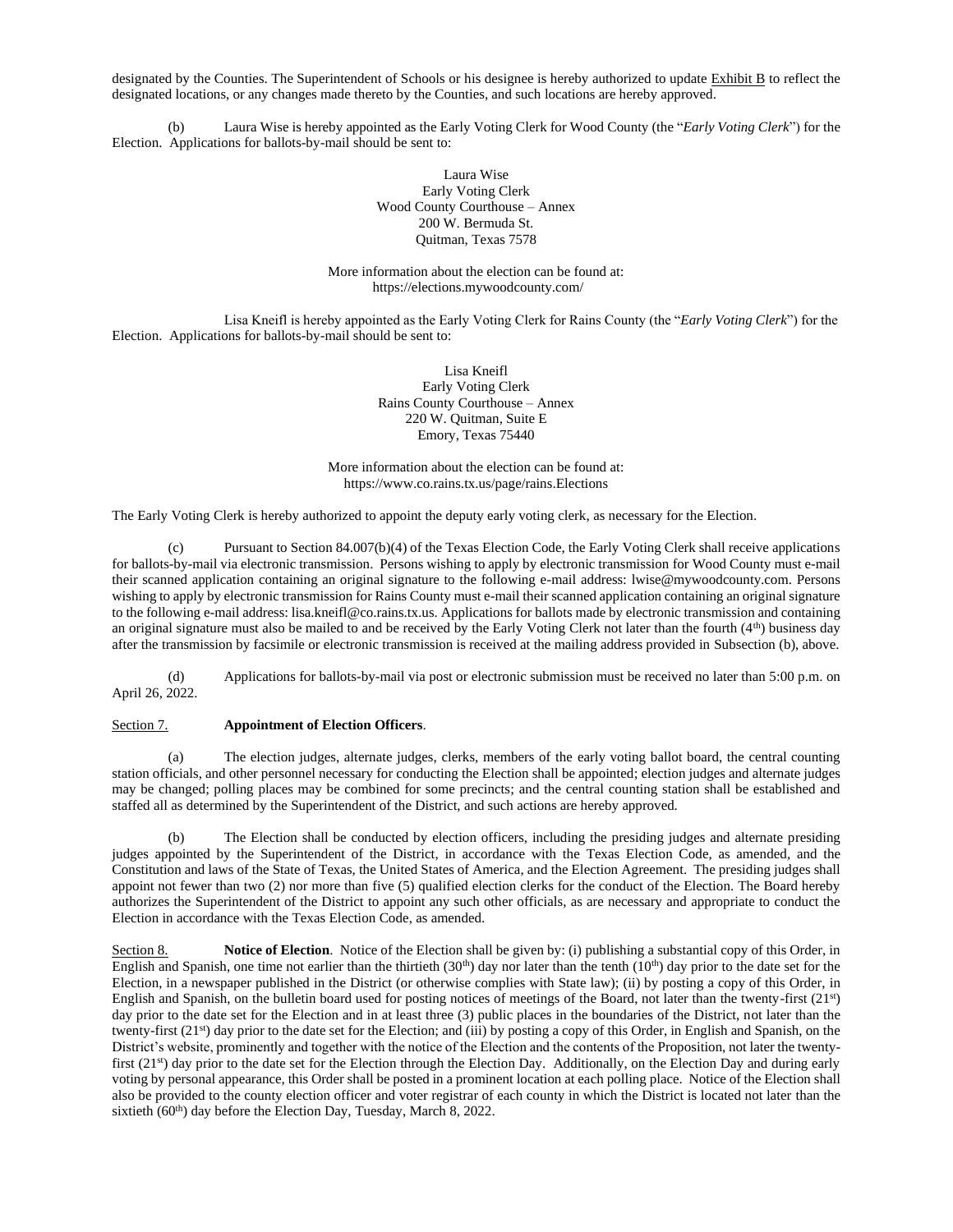designated by the Counties. The Superintendent of Schools or his designee is hereby authorized to update Exhibit B to reflect the designated locations, or any changes made thereto by the Counties, and such locations are hereby approved.

(b) Laura Wise is hereby appointed as the Early Voting Clerk for Wood County (the "*Early Voting Clerk*") for the Election. Applications for ballots-by-mail should be sent to:

Laura Wise
Early Voting Clerk
Wood County Courthouse – Annex
200 W. Bermuda St.
Quitman, Texas 7578

More information about the election can be found at:
https://elections.mywoodcounty.com/

Lisa Kneifl is hereby appointed as the Early Voting Clerk for Rains County (the "*Early Voting Clerk*") for the Election. Applications for ballots-by-mail should be sent to:

Lisa Kneifl
Early Voting Clerk
Rains County Courthouse – Annex
220 W. Quitman, Suite E
Emory, Texas 75440

More information about the election can be found at:
https://www.co.rains.tx.us/page/rains.Elections

The Early Voting Clerk is hereby authorized to appoint the deputy early voting clerk, as necessary for the Election.

(c) Pursuant to Section 84.007(b)(4) of the Texas Election Code, the Early Voting Clerk shall receive applications for ballots-by-mail via electronic transmission. Persons wishing to apply by electronic transmission for Wood County must e-mail their scanned application containing an original signature to the following e-mail address: lwise@mywoodcounty.com. Persons wishing to apply by electronic transmission for Rains County must e-mail their scanned application containing an original signature to the following e-mail address: lisa.kneifl@co.rains.tx.us. Applications for ballots made by electronic transmission and containing an original signature must also be mailed to and be received by the Early Voting Clerk not later than the fourth (4th) business day after the transmission by facsimile or electronic transmission is received at the mailing address provided in Subsection (b), above.

(d) Applications for ballots-by-mail via post or electronic submission must be received no later than 5:00 p.m. on April 26, 2022.

Section 7. **Appointment of Election Officers**.

(a) The election judges, alternate judges, clerks, members of the early voting ballot board, the central counting station officials, and other personnel necessary for conducting the Election shall be appointed; election judges and alternate judges may be changed; polling places may be combined for some precincts; and the central counting station shall be established and staffed all as determined by the Superintendent of the District, and such actions are hereby approved.

(b) The Election shall be conducted by election officers, including the presiding judges and alternate presiding judges appointed by the Superintendent of the District, in accordance with the Texas Election Code, as amended, and the Constitution and laws of the State of Texas, the United States of America, and the Election Agreement. The presiding judges shall appoint not fewer than two (2) nor more than five (5) qualified election clerks for the conduct of the Election. The Board hereby authorizes the Superintendent of the District to appoint any such other officials, as are necessary and appropriate to conduct the Election in accordance with the Texas Election Code, as amended.

Section 8. **Notice of Election**. Notice of the Election shall be given by: (i) publishing a substantial copy of this Order, in English and Spanish, one time not earlier than the thirtieth (30th) day nor later than the tenth (10th) day prior to the date set for the Election, in a newspaper published in the District (or otherwise complies with State law); (ii) by posting a copy of this Order, in English and Spanish, on the bulletin board used for posting notices of meetings of the Board, not later than the twenty-first (21st) day prior to the date set for the Election and in at least three (3) public places in the boundaries of the District, not later than the twenty-first (21st) day prior to the date set for the Election; and (iii) by posting a copy of this Order, in English and Spanish, on the District's website, prominently and together with the notice of the Election and the contents of the Proposition, not later the twenty-first (21st) day prior to the date set for the Election through the Election Day. Additionally, on the Election Day and during early voting by personal appearance, this Order shall be posted in a prominent location at each polling place. Notice of the Election shall also be provided to the county election officer and voter registrar of each county in which the District is located not later than the sixtieth (60th) day before the Election Day, Tuesday, March 8, 2022.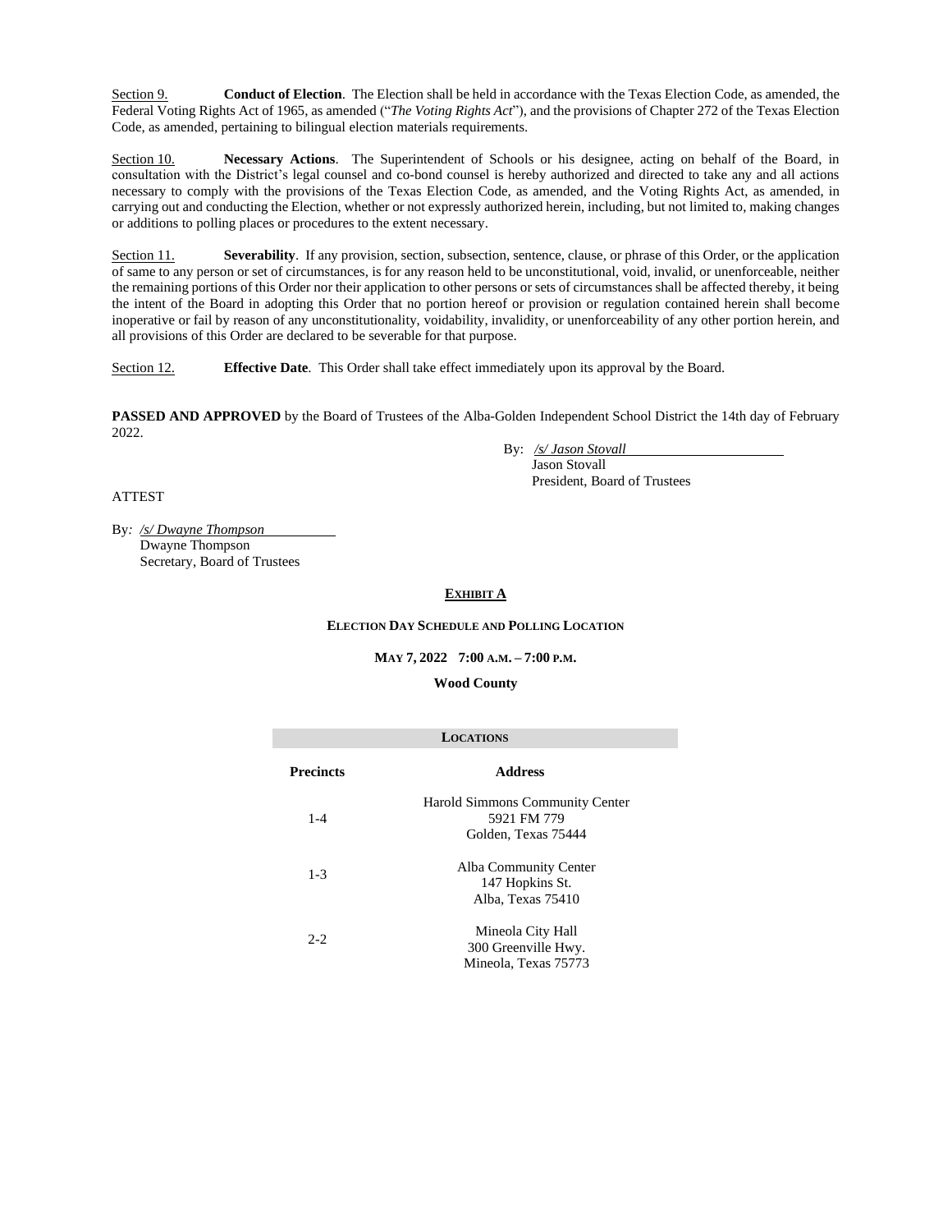Section 9. **Conduct of Election**. The Election shall be held in accordance with the Texas Election Code, as amended, the Federal Voting Rights Act of 1965, as amended ("*The Voting Rights Act*"), and the provisions of Chapter 272 of the Texas Election Code, as amended, pertaining to bilingual election materials requirements.

Section 10. **Necessary Actions**. The Superintendent of Schools or his designee, acting on behalf of the Board, in consultation with the District's legal counsel and co-bond counsel is hereby authorized and directed to take any and all actions necessary to comply with the provisions of the Texas Election Code, as amended, and the Voting Rights Act, as amended, in carrying out and conducting the Election, whether or not expressly authorized herein, including, but not limited to, making changes or additions to polling places or procedures to the extent necessary.

Section 11. **Severability**. If any provision, section, subsection, sentence, clause, or phrase of this Order, or the application of same to any person or set of circumstances, is for any reason held to be unconstitutional, void, invalid, or unenforceable, neither the remaining portions of this Order nor their application to other persons or sets of circumstances shall be affected thereby, it being the intent of the Board in adopting this Order that no portion hereof or provision or regulation contained herein shall become inoperative or fail by reason of any unconstitutionality, voidability, invalidity, or unenforceability of any other portion herein, and all provisions of this Order are declared to be severable for that purpose.

Section 12. **Effective Date**. This Order shall take effect immediately upon its approval by the Board.

**PASSED AND APPROVED** by the Board of Trustees of the Alba-Golden Independent School District the 14th day of February 2022.

By: */s/ Jason Stovall*
Jason Stovall
President, Board of Trustees

ATTEST

By: */s/ Dwayne Thompson*
Dwayne Thompson
Secretary, Board of Trustees

## EXHIBIT A

### ELECTION DAY SCHEDULE AND POLLING LOCATION

**MAY 7, 2022 7:00 A.M. – 7:00 P.M.**

**Wood County**

| **LOCATIONS** | |
|---|---|
| **Precincts** | **Address** |
| 1-4 | Harold Simmons Community Center<br>5921 FM 779<br>Golden, Texas 75444 |
| 1-3 | Alba Community Center<br>147 Hopkins St.<br>Alba, Texas 75410 |
| 2-2 | Mineola City Hall<br>300 Greenville Hwy.<br>Mineola, Texas 75773 |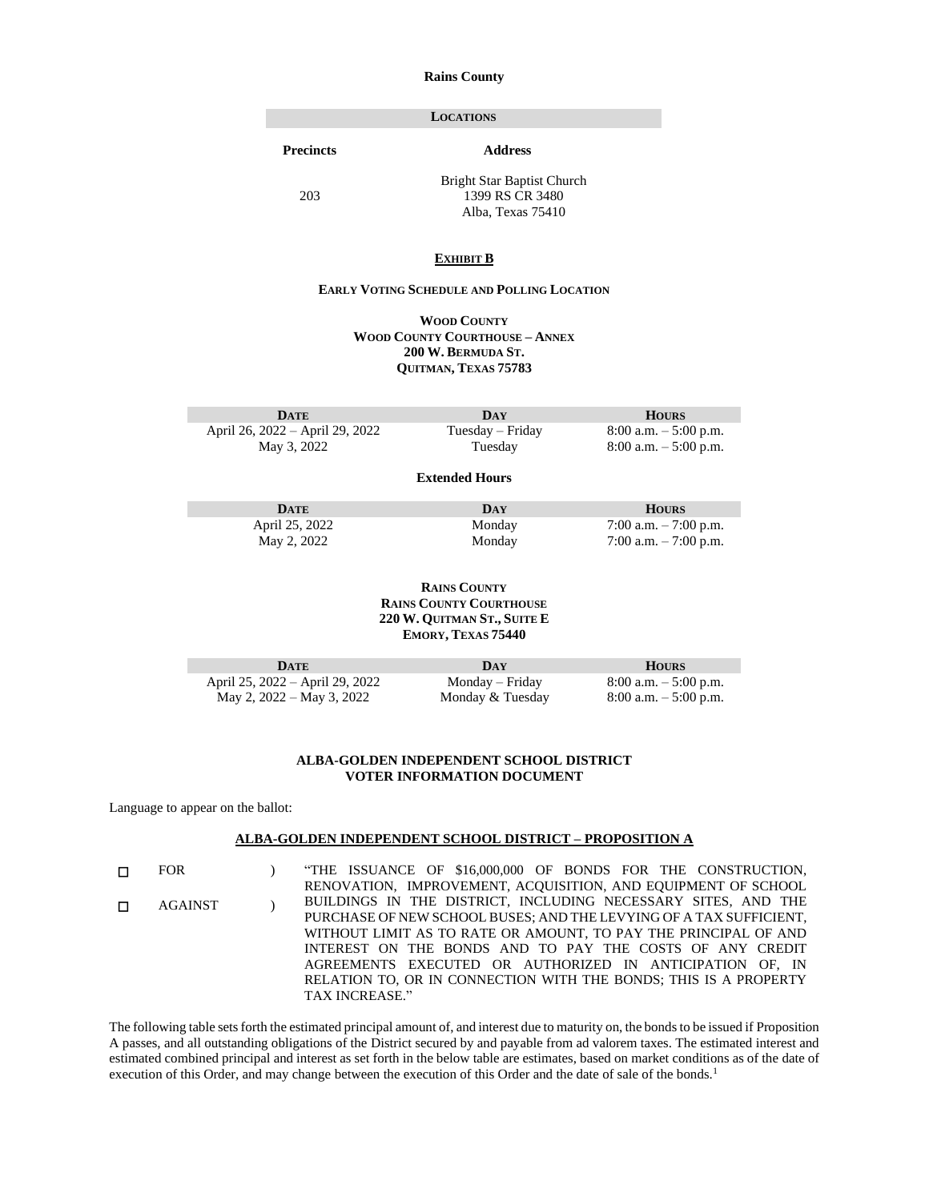**Rains County**

| **LOCATIONS** | |
|---|---|
| **Precincts** | **Address** |
| 203 | Bright Star Baptist Church<br>1399 RS CR 3480<br>Alba, Texas 75410 |

## EXHIBIT B

### EARLY VOTING SCHEDULE AND POLLING LOCATION

**WOOD COUNTY**
**WOOD COUNTY COURTHOUSE – ANNEX**
**200 W. BERMUDA ST.**
**QUITMAN, TEXAS 75783**

| DATE | DAY | HOURS |
|---|---|---|
| April 26, 2022 – April 29, 2022 | Tuesday – Friday | 8:00 a.m. – 5:00 p.m. |
| May 3, 2022 | Tuesday | 8:00 a.m. – 5:00 p.m. |

**Extended Hours**

| DATE | DAY | HOURS |
|---|---|---|
| April 25, 2022 | Monday | 7:00 a.m. – 7:00 p.m. |
| May 2, 2022 | Monday | 7:00 a.m. – 7:00 p.m. |

**RAINS COUNTY**
**RAINS COUNTY COURTHOUSE**
**220 W. QUITMAN ST., SUITE E**
**EMORY, TEXAS 75440**

| DATE | DAY | HOURS |
|---|---|---|
| April 25, 2022 – April 29, 2022 | Monday – Friday | 8:00 a.m. – 5:00 p.m. |
| May 2, 2022 – May 3, 2022 | Monday & Tuesday | 8:00 a.m. – 5:00 p.m. |

**ALBA-GOLDEN INDEPENDENT SCHOOL DISTRICT**
**VOTER INFORMATION DOCUMENT**

Language to appear on the ballot:

**ALBA-GOLDEN INDEPENDENT SCHOOL DISTRICT – PROPOSITION A**

☐ FOR )
☐ AGAINST )

"THE ISSUANCE OF $16,000,000 OF BONDS FOR THE CONSTRUCTION, RENOVATION, IMPROVEMENT, ACQUISITION, AND EQUIPMENT OF SCHOOL BUILDINGS IN THE DISTRICT, INCLUDING NECESSARY SITES, AND THE PURCHASE OF NEW SCHOOL BUSES; AND THE LEVYING OF A TAX SUFFICIENT, WITHOUT LIMIT AS TO RATE OR AMOUNT, TO PAY THE PRINCIPAL OF AND INTEREST ON THE BONDS AND TO PAY THE COSTS OF ANY CREDIT AGREEMENTS EXECUTED OR AUTHORIZED IN ANTICIPATION OF, IN RELATION TO, OR IN CONNECTION WITH THE BONDS; THIS IS A PROPERTY TAX INCREASE."

The following table sets forth the estimated principal amount of, and interest due to maturity on, the bonds to be issued if Proposition A passes, and all outstanding obligations of the District secured by and payable from ad valorem taxes. The estimated interest and estimated combined principal and interest as set forth in the below table are estimates, based on market conditions as of the date of execution of this Order, and may change between the execution of this Order and the date of sale of the bonds.[1]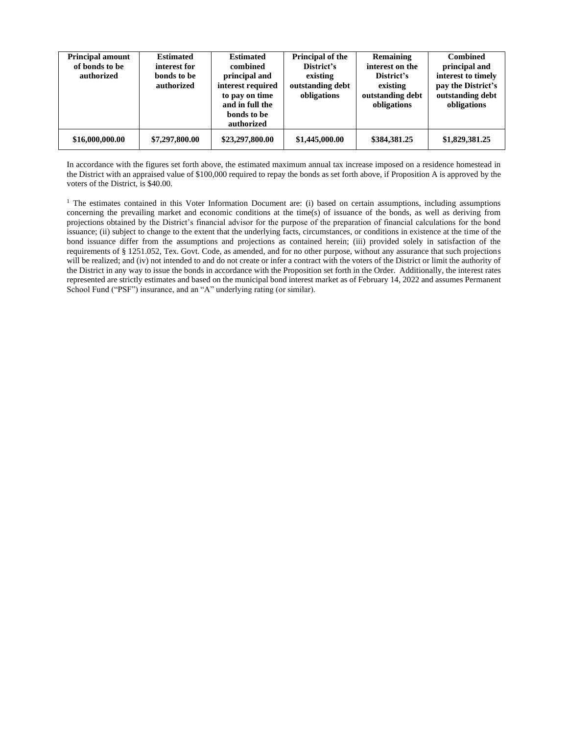| Principal amount of bonds to be authorized | Estimated interest for bonds to be authorized | Estimated combined principal and interest required to pay on time and in full the bonds to be authorized | Principal of the District's existing outstanding debt obligations | Remaining interest on the District's existing outstanding debt obligations | Combined principal and interest to timely pay the District's outstanding debt obligations |
|---|---|---|---|---|---|
| **$16,000,000.00** | **$7,297,800.00** | **$23,297,800.00** | **$1,445,000.00** | **$384,381.25** | **$1,829,381.25** |

In accordance with the figures set forth above, the estimated maximum annual tax increase imposed on a residence homestead in the District with an appraised value of $100,000 required to repay the bonds as set forth above, if Proposition A is approved by the voters of the District, is $40.00.

[1] The estimates contained in this Voter Information Document are: (i) based on certain assumptions, including assumptions concerning the prevailing market and economic conditions at the time(s) of issuance of the bonds, as well as deriving from projections obtained by the District's financial advisor for the purpose of the preparation of financial calculations for the bond issuance; (ii) subject to change to the extent that the underlying facts, circumstances, or conditions in existence at the time of the bond issuance differ from the assumptions and projections as contained herein; (iii) provided solely in satisfaction of the requirements of § 1251.052, Tex. Govt. Code, as amended, and for no other purpose, without any assurance that such projections will be realized; and (iv) not intended to and do not create or infer a contract with the voters of the District or limit the authority of the District in any way to issue the bonds in accordance with the Proposition set forth in the Order. Additionally, the interest rates represented are strictly estimates and based on the municipal bond interest market as of February 14, 2022 and assumes Permanent School Fund ("PSF") insurance, and an "A" underlying rating (or similar).